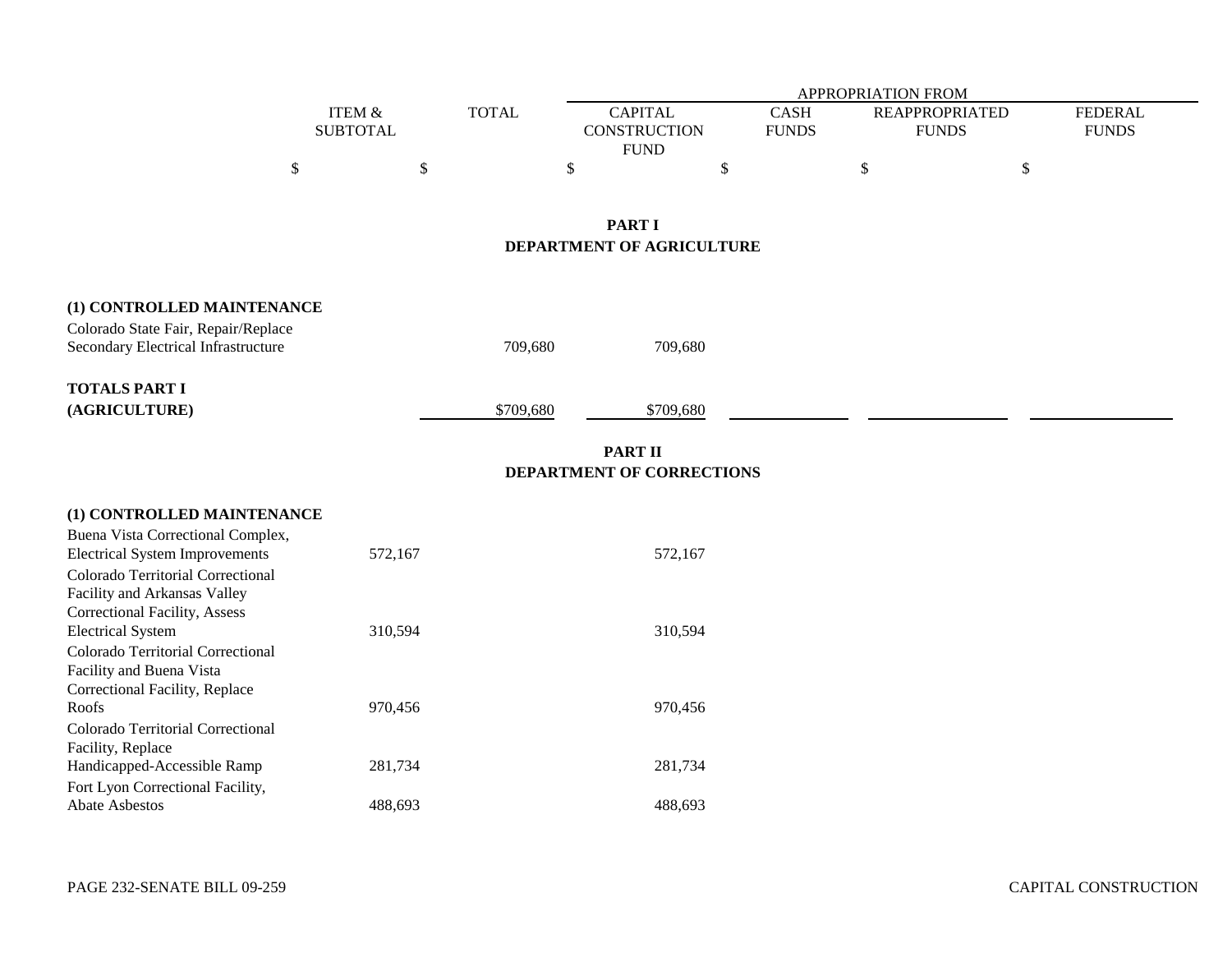| | ITEM & SUBTOTAL | TOTAL | APPROPRIATION FROM CAPITAL CONSTRUCTION FUND | CASH FUNDS | REAPPROPRIATED FUNDS | FEDERAL FUNDS |
|---|---|---|---|---|---|---|
| | $ | $ | $ | $ | $ | $ |

**PART I**
**DEPARTMENT OF AGRICULTURE**

| | ITEM & SUBTOTAL | TOTAL | CAPITAL CONSTRUCTION FUND | CASH FUNDS | REAPPROPRIATED FUNDS | FEDERAL FUNDS |
|---|---|---|---|---|---|---|
| **(1) CONTROLLED MAINTENANCE** | | | | | | |
| Colorado State Fair, Repair/Replace Secondary Electrical Infrastructure | | 709,680 | 709,680 | | | |
| **TOTALS PART I (AGRICULTURE)** | | $709,680 | $709,680 | | | |

**PART II**
**DEPARTMENT OF CORRECTIONS**

| | ITEM & SUBTOTAL | TOTAL | CAPITAL CONSTRUCTION FUND | CASH FUNDS | REAPPROPRIATED FUNDS | FEDERAL FUNDS |
|---|---|---|---|---|---|---|
| **(1) CONTROLLED MAINTENANCE** | | | | | | |
| Buena Vista Correctional Complex, Electrical System Improvements | 572,167 | | 572,167 | | | |
| Colorado Territorial Correctional Facility and Arkansas Valley Correctional Facility, Assess Electrical System | 310,594 | | 310,594 | | | |
| Colorado Territorial Correctional Facility and Buena Vista Correctional Facility, Replace Roofs | 970,456 | | 970,456 | | | |
| Colorado Territorial Correctional Facility, Replace Handicapped-Accessible Ramp | 281,734 | | 281,734 | | | |
| Fort Lyon Correctional Facility, Abate Asbestos | 488,693 | | 488,693 | | | |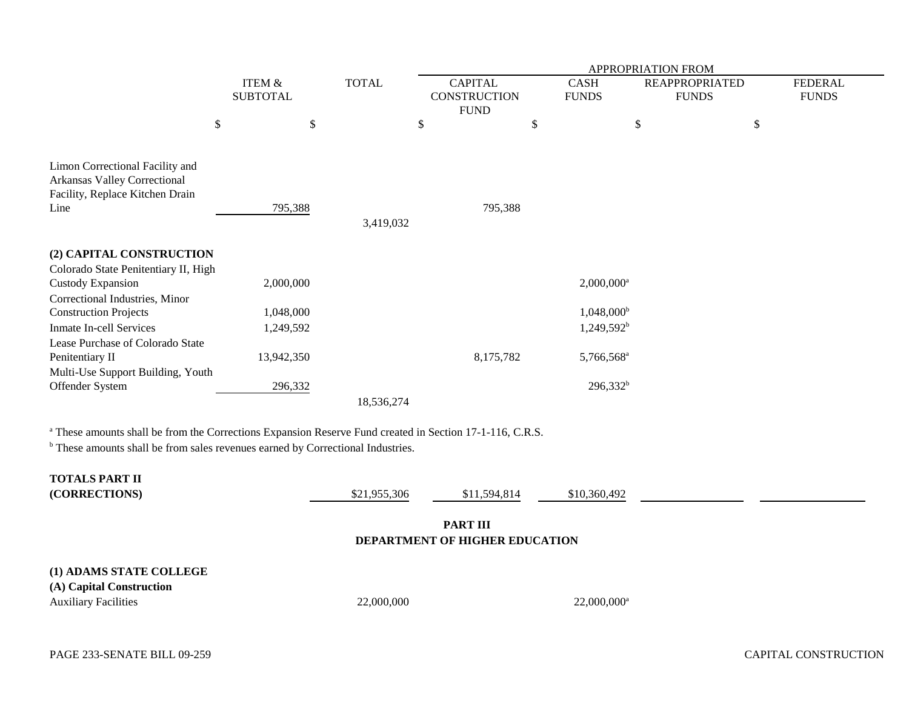| | ITEM & SUBTOTAL | TOTAL | APPROPRIATION FROM CAPITAL CONSTRUCTION FUND | CASH FUNDS | REAPPROPRIATED FUNDS | FEDERAL FUNDS |
|---|---|---|---|---|---|---|
| | $ | $ | $ | $ | $ | $ |
| Limon Correctional Facility and Arkansas Valley Correctional Facility, Replace Kitchen Drain Line | 795,388 | | 795,388 | | | |
| | | 3,419,032 | | | | |
| **(2) CAPITAL CONSTRUCTION** | | | | | | |
| Colorado State Penitentiary II, High Custody Expansion | 2,000,000 | | | 2,000,000[a] | | |
| Correctional Industries, Minor Construction Projects | 1,048,000 | | | 1,048,000[b] | | |
| Inmate In-cell Services | 1,249,592 | | | 1,249,592[b] | | |
| Lease Purchase of Colorado State Penitentiary II | 13,942,350 | | 8,175,782 | 5,766,568[a] | | |
| Multi-Use Support Building, Youth Offender System | 296,332 | | | 296,332[b] | | |
| | | 18,536,274 | | | | |

[a] These amounts shall be from the Corrections Expansion Reserve Fund created in Section 17-1-116, C.R.S.

[b] These amounts shall be from sales revenues earned by Correctional Industries.

| | ITEM & SUBTOTAL | TOTAL | CAPITAL CONSTRUCTION FUND | CASH FUNDS | REAPPROPRIATED FUNDS | FEDERAL FUNDS |
|---|---|---|---|---|---|---|
| **TOTALS PART II (CORRECTIONS)** | | $21,955,306 | $11,594,814 | $10,360,492 | | |

## PART III
## DEPARTMENT OF HIGHER EDUCATION

| | ITEM & SUBTOTAL | TOTAL | CAPITAL CONSTRUCTION FUND | CASH FUNDS | REAPPROPRIATED FUNDS | FEDERAL FUNDS |
|---|---|---|---|---|---|---|
| **(1) ADAMS STATE COLLEGE** | | | | | | |
| **(A) Capital Construction** | | | | | | |
| Auxiliary Facilities | | 22,000,000 | | 22,000,000[a] | | |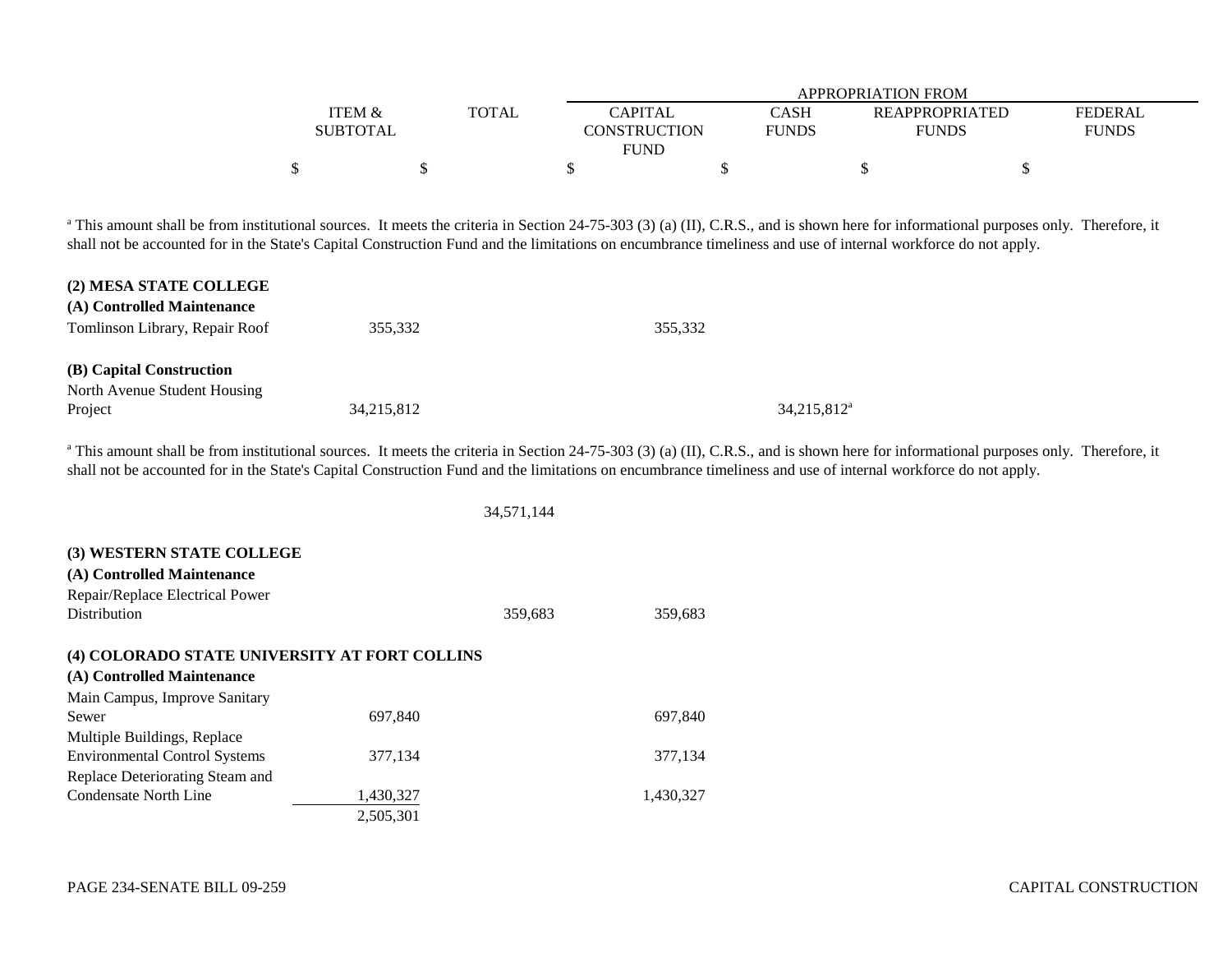| | ITEM & SUBTOTAL | TOTAL | APPROPRIATION FROM CAPITAL CONSTRUCTION FUND | CASH FUNDS | REAPPROPRIATED FUNDS | FEDERAL FUNDS |
|---|---|---|---|---|---|---|
| | $ | $ | $ | $ | $ | $ |

[a] This amount shall be from institutional sources. It meets the criteria in Section 24-75-303 (3) (a) (II), C.R.S., and is shown here for informational purposes only. Therefore, it shall not be accounted for in the State's Capital Construction Fund and the limitations on encumbrance timeliness and use of internal workforce do not apply.

| | ITEM & SUBTOTAL | TOTAL | CAPITAL CONSTRUCTION FUND | CASH FUNDS | REAPPROPRIATED FUNDS | FEDERAL FUNDS |
|---|---|---|---|---|---|---|
| **(2) MESA STATE COLLEGE** | | | | | | |
| **(A) Controlled Maintenance** | | | | | | |
| Tomlinson Library, Repair Roof | 355,332 | | 355,332 | | | |
| **(B) Capital Construction** | | | | | | |
| North Avenue Student Housing Project | 34,215,812 | | | 34,215,812[a] | | |

[a] This amount shall be from institutional sources. It meets the criteria in Section 24-75-303 (3) (a) (II), C.R.S., and is shown here for informational purposes only. Therefore, it shall not be accounted for in the State's Capital Construction Fund and the limitations on encumbrance timeliness and use of internal workforce do not apply.

| | ITEM & SUBTOTAL | TOTAL | CAPITAL CONSTRUCTION FUND | CASH FUNDS | REAPPROPRIATED FUNDS | FEDERAL FUNDS |
|---|---|---|---|---|---|---|
| | | 34,571,144 | | | | |
| **(3) WESTERN STATE COLLEGE** | | | | | | |
| **(A) Controlled Maintenance** | | | | | | |
| Repair/Replace Electrical Power Distribution | | 359,683 | 359,683 | | | |
| **(4) COLORADO STATE UNIVERSITY AT FORT COLLINS** | | | | | | |
| **(A) Controlled Maintenance** | | | | | | |
| Main Campus, Improve Sanitary Sewer | 697,840 | | 697,840 | | | |
| Multiple Buildings, Replace Environmental Control Systems | 377,134 | | 377,134 | | | |
| Replace Deteriorating Steam and Condensate North Line | 1,430,327 | | 1,430,327 | | | |
| | 2,505,301 | | | | | |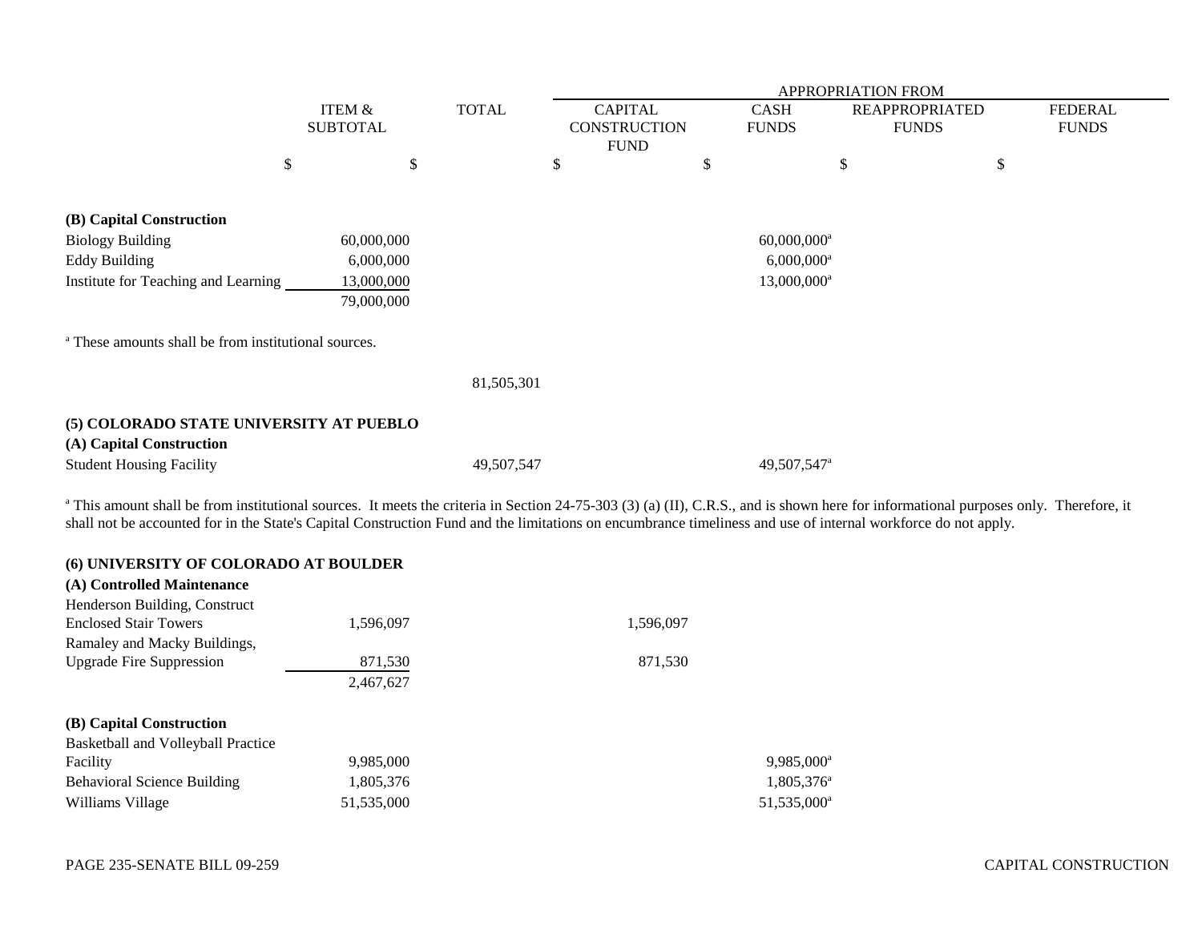| | ITEM & SUBTOTAL | TOTAL | APPROPRIATION FROM CAPITAL CONSTRUCTION FUND | CASH FUNDS | REAPPROPRIATED FUNDS | FEDERAL FUNDS |
|---|---|---|---|---|---|---|
| | $ | $ | $ | $ | $ | $ |
| **(B) Capital Construction** | | | | | | |
| Biology Building | 60,000,000 | | | 60,000,000[a] | | |
| Eddy Building | 6,000,000 | | | 6,000,000[a] | | |
| Institute for Teaching and Learning | 13,000,000 | | | 13,000,000[a] | | |
| | 79,000,000 | | | | | |

[a] These amounts shall be from institutional sources.

| | ITEM & SUBTOTAL | TOTAL | CAPITAL CONSTRUCTION FUND | CASH FUNDS | REAPPROPRIATED FUNDS | FEDERAL FUNDS |
|---|---|---|---|---|---|---|
| | | 81,505,301 | | | | |

**(5) COLORADO STATE UNIVERSITY AT PUEBLO**

| | ITEM & SUBTOTAL | TOTAL | CAPITAL CONSTRUCTION FUND | CASH FUNDS | REAPPROPRIATED FUNDS | FEDERAL FUNDS |
|---|---|---|---|---|---|---|
| **(A) Capital Construction** | | | | | | |
| Student Housing Facility | | 49,507,547 | | 49,507,547[a] | | |

[a] This amount shall be from institutional sources. It meets the criteria in Section 24-75-303 (3) (a) (II), C.R.S., and is shown here for informational purposes only. Therefore, it shall not be accounted for in the State's Capital Construction Fund and the limitations on encumbrance timeliness and use of internal workforce do not apply.

**(6) UNIVERSITY OF COLORADO AT BOULDER**

| | ITEM & SUBTOTAL | TOTAL | CAPITAL CONSTRUCTION FUND | CASH FUNDS | REAPPROPRIATED FUNDS | FEDERAL FUNDS |
|---|---|---|---|---|---|---|
| **(A) Controlled Maintenance** | | | | | | |
| Henderson Building, Construct Enclosed Stair Towers | 1,596,097 | | 1,596,097 | | | |
| Ramaley and Macky Buildings, Upgrade Fire Suppression | 871,530 | | 871,530 | | | |
| | 2,467,627 | | | | | |
| **(B) Capital Construction** | | | | | | |
| Basketball and Volleyball Practice Facility | 9,985,000 | | | 9,985,000[a] | | |
| Behavioral Science Building | 1,805,376 | | | 1,805,376[a] | | |
| Williams Village | 51,535,000 | | | 51,535,000[a] | | |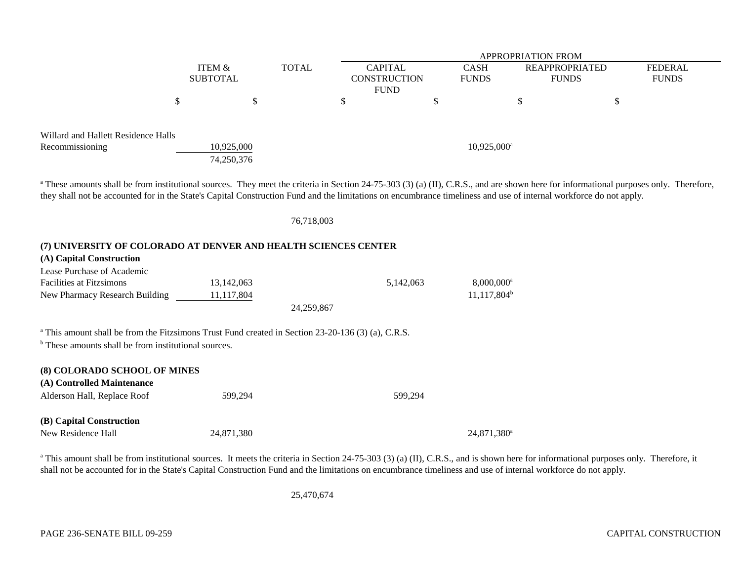| | ITEM & SUBTOTAL | TOTAL | APPROPRIATION FROM CAPITAL CONSTRUCTION FUND | CASH FUNDS | REAPPROPRIATED FUNDS | FEDERAL FUNDS |
|---|---|---|---|---|---|---|
| | $ | $ | $ | $ | $ | $ |
| Willard and Hallett Residence Halls Recommissioning | 10,925,000 | | | 10,925,000[a] | | |
| | 74,250,376 | | | | | |

[a] These amounts shall be from institutional sources. They meet the criteria in Section 24-75-303 (3) (a) (II), C.R.S., and are shown here for informational purposes only. Therefore, they shall not be accounted for in the State's Capital Construction Fund and the limitations on encumbrance timeliness and use of internal workforce do not apply.

| | | | | | | |
|---|---|---|---|---|---|---|
| | | 76,718,003 | | | | |

**(7) UNIVERSITY OF COLORADO AT DENVER AND HEALTH SCIENCES CENTER**

**(A) Capital Construction**

| | ITEM & SUBTOTAL | TOTAL | CAPITAL CONSTRUCTION FUND | CASH FUNDS | REAPPROPRIATED FUNDS | FEDERAL FUNDS |
|---|---|---|---|---|---|---|
| Lease Purchase of Academic Facilities at Fitzsimons | 13,142,063 | | 5,142,063 | 8,000,000[a] | | |
| New Pharmacy Research Building | 11,117,804 | | | 11,117,804[b] | | |
| | | 24,259,867 | | | | |

[a] This amount shall be from the Fitzsimons Trust Fund created in Section 23-20-136 (3) (a), C.R.S.

[b] These amounts shall be from institutional sources.

**(8) COLORADO SCHOOL OF MINES**

**(A) Controlled Maintenance**

| | ITEM & SUBTOTAL | TOTAL | CAPITAL CONSTRUCTION FUND | CASH FUNDS | REAPPROPRIATED FUNDS | FEDERAL FUNDS |
|---|---|---|---|---|---|---|
| Alderson Hall, Replace Roof | 599,294 | | 599,294 | | | |

**(B) Capital Construction**

| | ITEM & SUBTOTAL | TOTAL | CAPITAL CONSTRUCTION FUND | CASH FUNDS | REAPPROPRIATED FUNDS | FEDERAL FUNDS |
|---|---|---|---|---|---|---|
| New Residence Hall | 24,871,380 | | | 24,871,380[a] | | |

[a] This amount shall be from institutional sources. It meets the criteria in Section 24-75-303 (3) (a) (II), C.R.S., and is shown here for informational purposes only. Therefore, it shall not be accounted for in the State's Capital Construction Fund and the limitations on encumbrance timeliness and use of internal workforce do not apply.

| | | | | | | |
|---|---|---|---|---|---|---|
| | | 25,470,674 | | | | |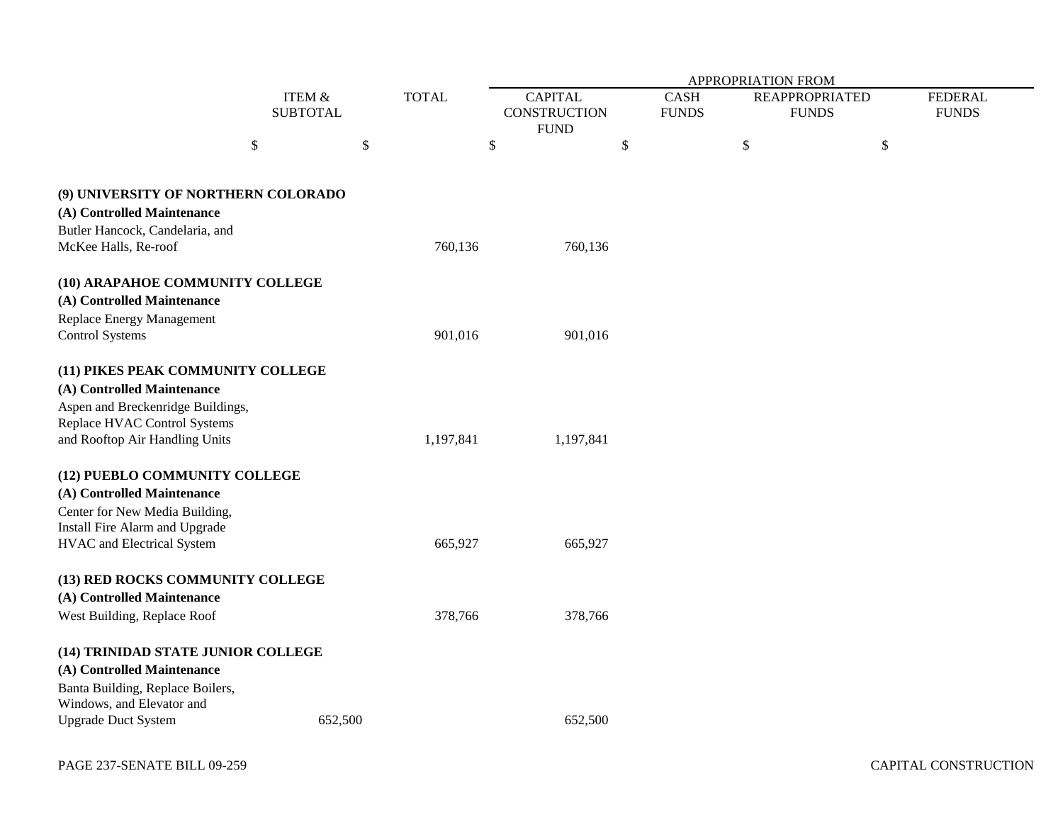| | ITEM & SUBTOTAL | TOTAL | APPROPRIATION FROM CAPITAL CONSTRUCTION FUND | CASH FUNDS | REAPPROPRIATED FUNDS | FEDERAL FUNDS |
|---|---|---|---|---|---|---|
| | $ | $ | $ | $ | $ | $ |
| **(9) UNIVERSITY OF NORTHERN COLORADO** | | | | | | |
| **(A) Controlled Maintenance** | | | | | | |
| Butler Hancock, Candelaria, and McKee Halls, Re-roof | | 760,136 | 760,136 | | | |
| **(10) ARAPAHOE COMMUNITY COLLEGE** | | | | | | |
| **(A) Controlled Maintenance** | | | | | | |
| Replace Energy Management Control Systems | | 901,016 | 901,016 | | | |
| **(11) PIKES PEAK COMMUNITY COLLEGE** | | | | | | |
| **(A) Controlled Maintenance** | | | | | | |
| Aspen and Breckenridge Buildings, Replace HVAC Control Systems and Rooftop Air Handling Units | | 1,197,841 | 1,197,841 | | | |
| **(12) PUEBLO COMMUNITY COLLEGE** | | | | | | |
| **(A) Controlled Maintenance** | | | | | | |
| Center for New Media Building, Install Fire Alarm and Upgrade HVAC and Electrical System | | 665,927 | 665,927 | | | |
| **(13) RED ROCKS COMMUNITY COLLEGE** | | | | | | |
| **(A) Controlled Maintenance** | | | | | | |
| West Building, Replace Roof | | 378,766 | 378,766 | | | |
| **(14) TRINIDAD STATE JUNIOR COLLEGE** | | | | | | |
| **(A) Controlled Maintenance** | | | | | | |
| Banta Building, Replace Boilers, Windows, and Elevator and Upgrade Duct System | 652,500 | | 652,500 | | | |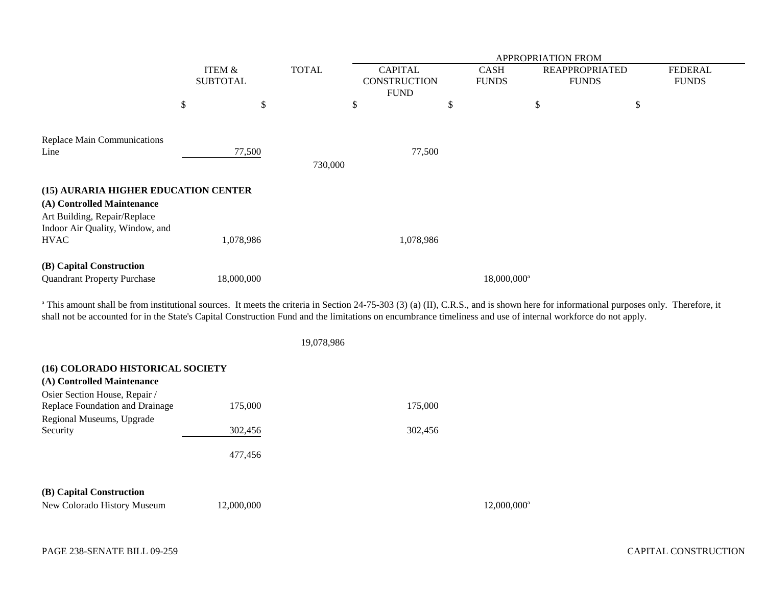| | ITEM & SUBTOTAL | TOTAL | APPROPRIATION FROM CAPITAL CONSTRUCTION FUND | CASH FUNDS | REAPPROPRIATED FUNDS | FEDERAL FUNDS |
|---|---|---|---|---|---|---|
| | $ | $ | $ | $ | $ | $ |
| Replace Main Communications Line | 77,500 | | 77,500 | | | |
| | | 730,000 | | | | |
| **(15) AURARIA HIGHER EDUCATION CENTER** | | | | | | |
| **(A) Controlled Maintenance** | | | | | | |
| Art Building, Repair/Replace Indoor Air Quality, Window, and HVAC | 1,078,986 | | 1,078,986 | | | |
| **(B) Capital Construction** | | | | | | |
| Quandrant Property Purchase | 18,000,000 | | | 18,000,000[a] | | |

[a] This amount shall be from institutional sources. It meets the criteria in Section 24-75-303 (3) (a) (II), C.R.S., and is shown here for informational purposes only. Therefore, it shall not be accounted for in the State's Capital Construction Fund and the limitations on encumbrance timeliness and use of internal workforce do not apply.

| | ITEM & SUBTOTAL | TOTAL | CAPITAL CONSTRUCTION FUND | CASH FUNDS | REAPPROPRIATED FUNDS | FEDERAL FUNDS |
|---|---|---|---|---|---|---|
| | | 19,078,986 | | | | |
| **(16) COLORADO HISTORICAL SOCIETY** | | | | | | |
| **(A) Controlled Maintenance** | | | | | | |
| Osier Section House, Repair / Replace Foundation and Drainage | 175,000 | | 175,000 | | | |
| Regional Museums, Upgrade Security | 302,456 | | 302,456 | | | |
| | 477,456 | | | | | |
| **(B) Capital Construction** | | | | | | |
| New Colorado History Museum | 12,000,000 | | | 12,000,000[a] | | |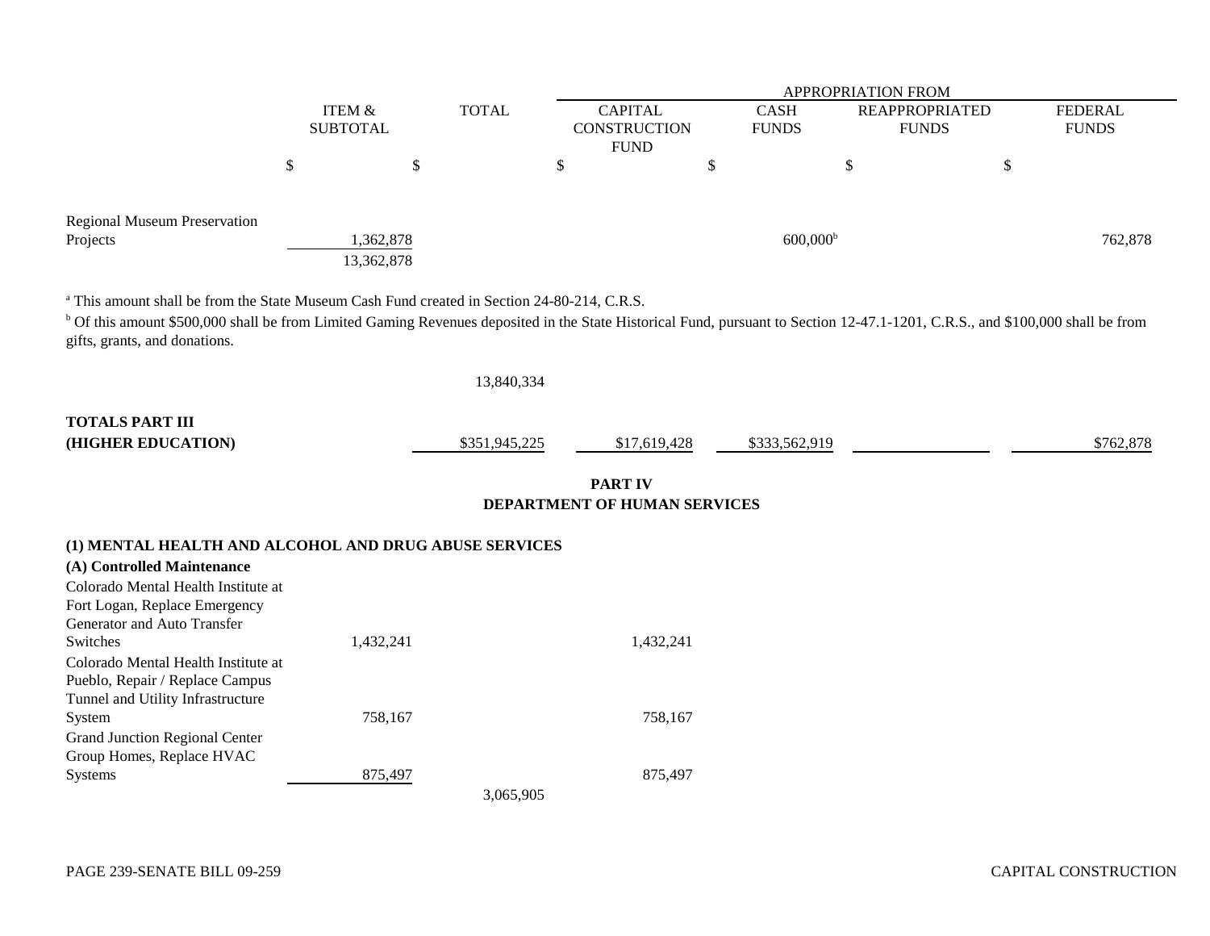| | ITEM & SUBTOTAL | TOTAL | APPROPRIATION FROM CAPITAL CONSTRUCTION FUND | CASH FUNDS | REAPPROPRIATED FUNDS | FEDERAL FUNDS |
|---|---|---|---|---|---|---|
| | $ | $ | $ | $ | $ | $ |
| Regional Museum Preservation Projects | 1,362,878 | | | 600,000[b] | | 762,878 |
| | 13,362,878 | | | | | |

[a] This amount shall be from the State Museum Cash Fund created in Section 24-80-214, C.R.S.

[b] Of this amount $500,000 shall be from Limited Gaming Revenues deposited in the State Historical Fund, pursuant to Section 12-47.1-1201, C.R.S., and $100,000 shall be from gifts, grants, and donations.

| | ITEM & SUBTOTAL | TOTAL | CAPITAL CONSTRUCTION FUND | CASH FUNDS | REAPPROPRIATED FUNDS | FEDERAL FUNDS |
|---|---|---|---|---|---|---|
| | | 13,840,334 | | | | |
| **TOTALS PART III (HIGHER EDUCATION)** | | $351,945,225 | $17,619,428 | $333,562,919 | | $762,878 |

## PART IV
## DEPARTMENT OF HUMAN SERVICES

### (1) MENTAL HEALTH AND ALCOHOL AND DRUG ABUSE SERVICES

#### (A) Controlled Maintenance

| | ITEM & SUBTOTAL | TOTAL | CAPITAL CONSTRUCTION FUND | CASH FUNDS | REAPPROPRIATED FUNDS | FEDERAL FUNDS |
|---|---|---|---|---|---|---|
| Colorado Mental Health Institute at Fort Logan, Replace Emergency Generator and Auto Transfer Switches | 1,432,241 | | 1,432,241 | | | |
| Colorado Mental Health Institute at Pueblo, Repair / Replace Campus Tunnel and Utility Infrastructure System | 758,167 | | 758,167 | | | |
| Grand Junction Regional Center Group Homes, Replace HVAC Systems | 875,497 | | 875,497 | | | |
| | | 3,065,905 | | | | |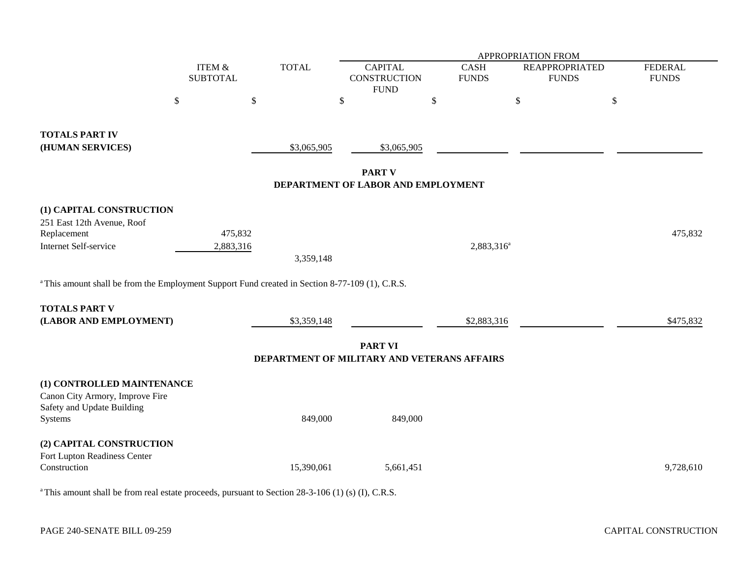| | ITEM & SUBTOTAL | TOTAL | APPROPRIATION FROM CAPITAL CONSTRUCTION FUND | CASH FUNDS | REAPPROPRIATED FUNDS | FEDERAL FUNDS |
|---|---|---|---|---|---|---|
| | $ | $ | $ | $ | $ | $ |
| **TOTALS PART IV (HUMAN SERVICES)** | | $3,065,905 | $3,065,905 | | | |

**PART V**
**DEPARTMENT OF LABOR AND EMPLOYMENT**

| | ITEM & SUBTOTAL | TOTAL | CAPITAL CONSTRUCTION FUND | CASH FUNDS | REAPPROPRIATED FUNDS | FEDERAL FUNDS |
|---|---|---|---|---|---|---|
| **(1) CAPITAL CONSTRUCTION** | | | | | | |
| 251 East 12th Avenue, Roof Replacement | 475,832 | | | | | 475,832 |
| Internet Self-service | 2,883,316 | | | 2,883,316[a] | | |
| | | 3,359,148 | | | | |

[a] This amount shall be from the Employment Support Fund created in Section 8-77-109 (1), C.R.S.

| | ITEM & SUBTOTAL | TOTAL | CAPITAL CONSTRUCTION FUND | CASH FUNDS | REAPPROPRIATED FUNDS | FEDERAL FUNDS |
|---|---|---|---|---|---|---|
| **TOTALS PART V (LABOR AND EMPLOYMENT)** | | $3,359,148 | | $2,883,316 | | $475,832 |

**PART VI**
**DEPARTMENT OF MILITARY AND VETERANS AFFAIRS**

| | ITEM & SUBTOTAL | TOTAL | CAPITAL CONSTRUCTION FUND | CASH FUNDS | REAPPROPRIATED FUNDS | FEDERAL FUNDS |
|---|---|---|---|---|---|---|
| **(1) CONTROLLED MAINTENANCE** | | | | | | |
| Canon City Armory, Improve Fire Safety and Update Building Systems | | 849,000 | 849,000 | | | |
| **(2) CAPITAL CONSTRUCTION** | | | | | | |
| Fort Lupton Readiness Center Construction | | 15,390,061 | 5,661,451 | | | 9,728,610 |

[a] This amount shall be from real estate proceeds, pursuant to Section 28-3-106 (1) (s) (I), C.R.S.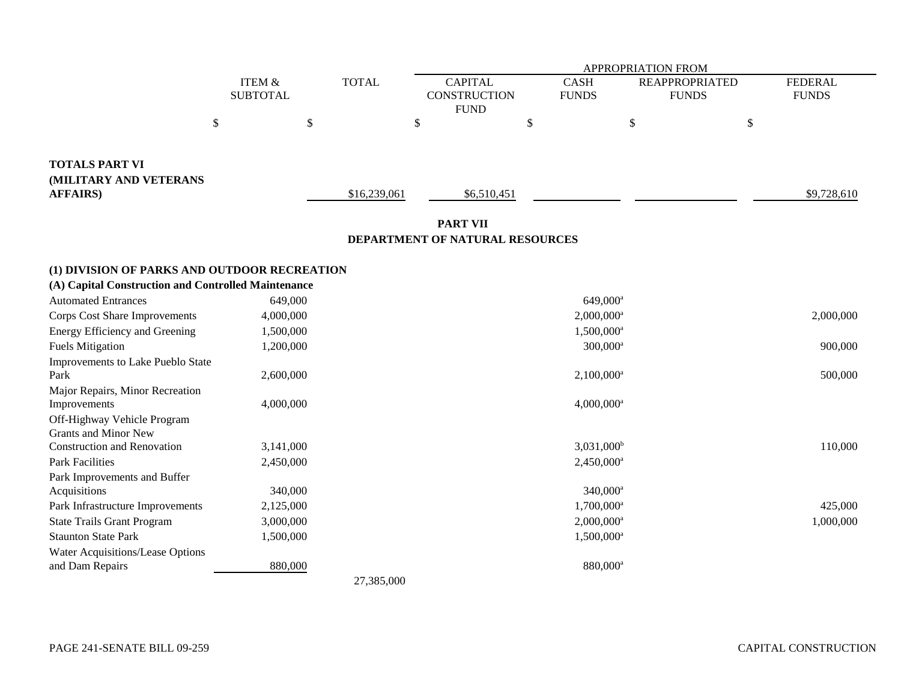| | ITEM & SUBTOTAL | TOTAL | APPROPRIATION FROM CAPITAL CONSTRUCTION FUND | CASH FUNDS | REAPPROPRIATED FUNDS | FEDERAL FUNDS |
|---|---|---|---|---|---|---|
| | $ | $ | $ | $ | $ | $ |
| **TOTALS PART VI (MILITARY AND VETERANS AFFAIRS)** | | $16,239,061 | $6,510,451 | | | $9,728,610 |

**PART VII**
**DEPARTMENT OF NATURAL RESOURCES**

**(1) DIVISION OF PARKS AND OUTDOOR RECREATION**

**(A) Capital Construction and Controlled Maintenance**

| | ITEM & SUBTOTAL | TOTAL | CAPITAL CONSTRUCTION FUND | CASH FUNDS | REAPPROPRIATED FUNDS | FEDERAL FUNDS |
|---|---|---|---|---|---|---|
| Automated Entrances | 649,000 | | | 649,000[a] | | |
| Corps Cost Share Improvements | 4,000,000 | | | 2,000,000[a] | | 2,000,000 |
| Energy Efficiency and Greening | 1,500,000 | | | 1,500,000[a] | | |
| Fuels Mitigation | 1,200,000 | | | 300,000[a] | | 900,000 |
| Improvements to Lake Pueblo State Park | 2,600,000 | | | 2,100,000[a] | | 500,000 |
| Major Repairs, Minor Recreation Improvements | 4,000,000 | | | 4,000,000[a] | | |
| Off-Highway Vehicle Program Grants and Minor New Construction and Renovation | 3,141,000 | | | 3,031,000[b] | | 110,000 |
| Park Facilities | 2,450,000 | | | 2,450,000[a] | | |
| Park Improvements and Buffer Acquisitions | 340,000 | | | 340,000[a] | | |
| Park Infrastructure Improvements | 2,125,000 | | | 1,700,000[a] | | 425,000 |
| State Trails Grant Program | 3,000,000 | | | 2,000,000[a] | | 1,000,000 |
| Staunton State Park | 1,500,000 | | | 1,500,000[a] | | |
| Water Acquisitions/Lease Options and Dam Repairs | 880,000 | | | 880,000[a] | | |
| | | 27,385,000 | | | | |

PAGE 241-SENATE BILL 09-259 CAPITAL CONSTRUCTION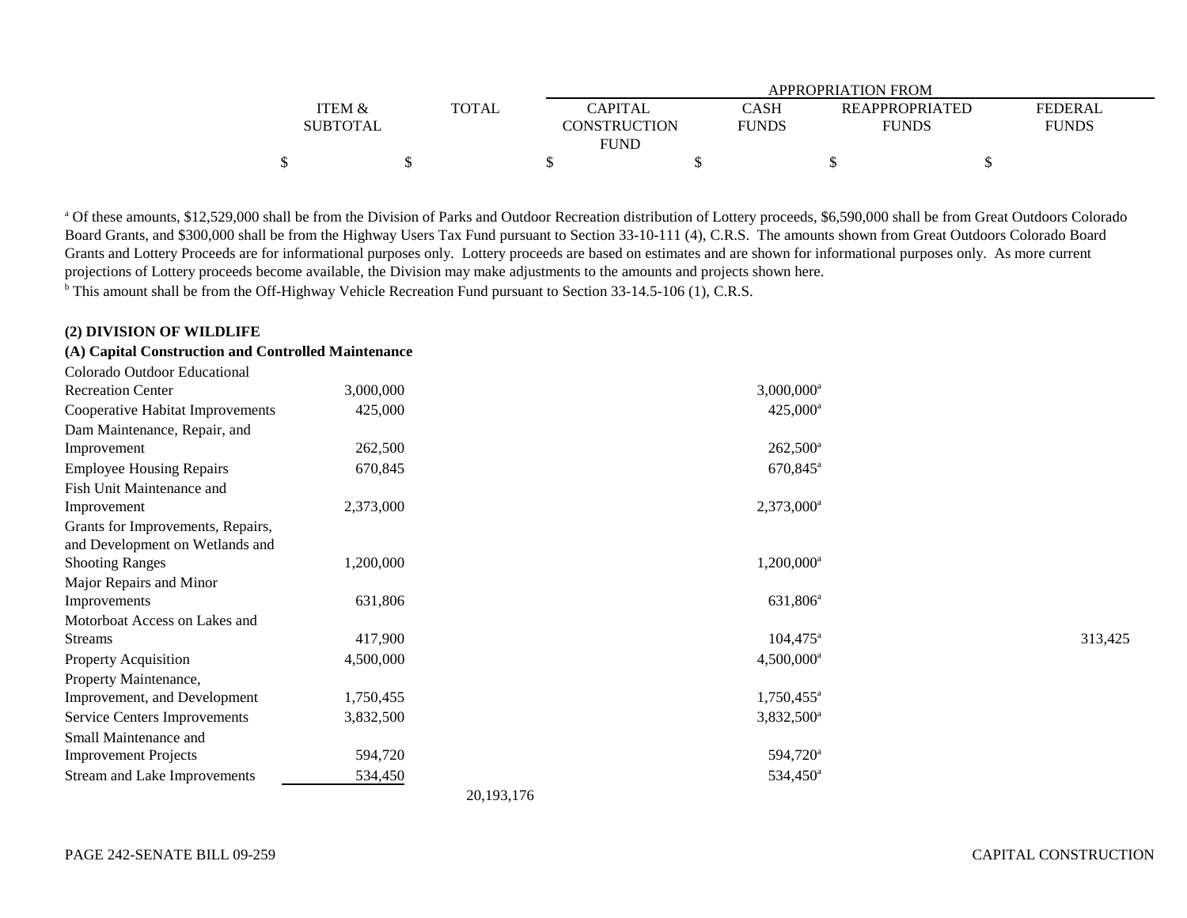| | ITEM & SUBTOTAL | TOTAL | APPROPRIATION FROM CAPITAL CONSTRUCTION FUND | CASH FUNDS | REAPPROPRIATED FUNDS | FEDERAL FUNDS |
|---|---|---|---|---|---|---|
| | $ | $ | $ | $ | $ | $ |

[a] Of these amounts, $12,529,000 shall be from the Division of Parks and Outdoor Recreation distribution of Lottery proceeds, $6,590,000 shall be from Great Outdoors Colorado Board Grants, and $300,000 shall be from the Highway Users Tax Fund pursuant to Section 33-10-111 (4), C.R.S. The amounts shown from Great Outdoors Colorado Board Grants and Lottery Proceeds are for informational purposes only. Lottery proceeds are based on estimates and are shown for informational purposes only. As more current projections of Lottery proceeds become available, the Division may make adjustments to the amounts and projects shown here.

[b] This amount shall be from the Off-Highway Vehicle Recreation Fund pursuant to Section 33-14.5-106 (1), C.R.S.

**(2) DIVISION OF WILDLIFE**

**(A) Capital Construction and Controlled Maintenance**

| | ITEM & SUBTOTAL | TOTAL | CAPITAL CONSTRUCTION FUND | CASH FUNDS | REAPPROPRIATED FUNDS | FEDERAL FUNDS |
|---|---|---|---|---|---|---|
| Colorado Outdoor Educational Recreation Center | 3,000,000 | | | 3,000,000[a] | | |
| Cooperative Habitat Improvements | 425,000 | | | 425,000[a] | | |
| Dam Maintenance, Repair, and Improvement | 262,500 | | | 262,500[a] | | |
| Employee Housing Repairs | 670,845 | | | 670,845[a] | | |
| Fish Unit Maintenance and Improvement | 2,373,000 | | | 2,373,000[a] | | |
| Grants for Improvements, Repairs, and Development on Wetlands and Shooting Ranges | 1,200,000 | | | 1,200,000[a] | | |
| Major Repairs and Minor Improvements | 631,806 | | | 631,806[a] | | |
| Motorboat Access on Lakes and Streams | 417,900 | | | 104,475[a] | | 313,425 |
| Property Acquisition | 4,500,000 | | | 4,500,000[a] | | |
| Property Maintenance, Improvement, and Development | 1,750,455 | | | 1,750,455[a] | | |
| Service Centers Improvements | 3,832,500 | | | 3,832,500[a] | | |
| Small Maintenance and Improvement Projects | 594,720 | | | 594,720[a] | | |
| Stream and Lake Improvements | 534,450 | | | 534,450[a] | | |
| | | 20,193,176 | | | | |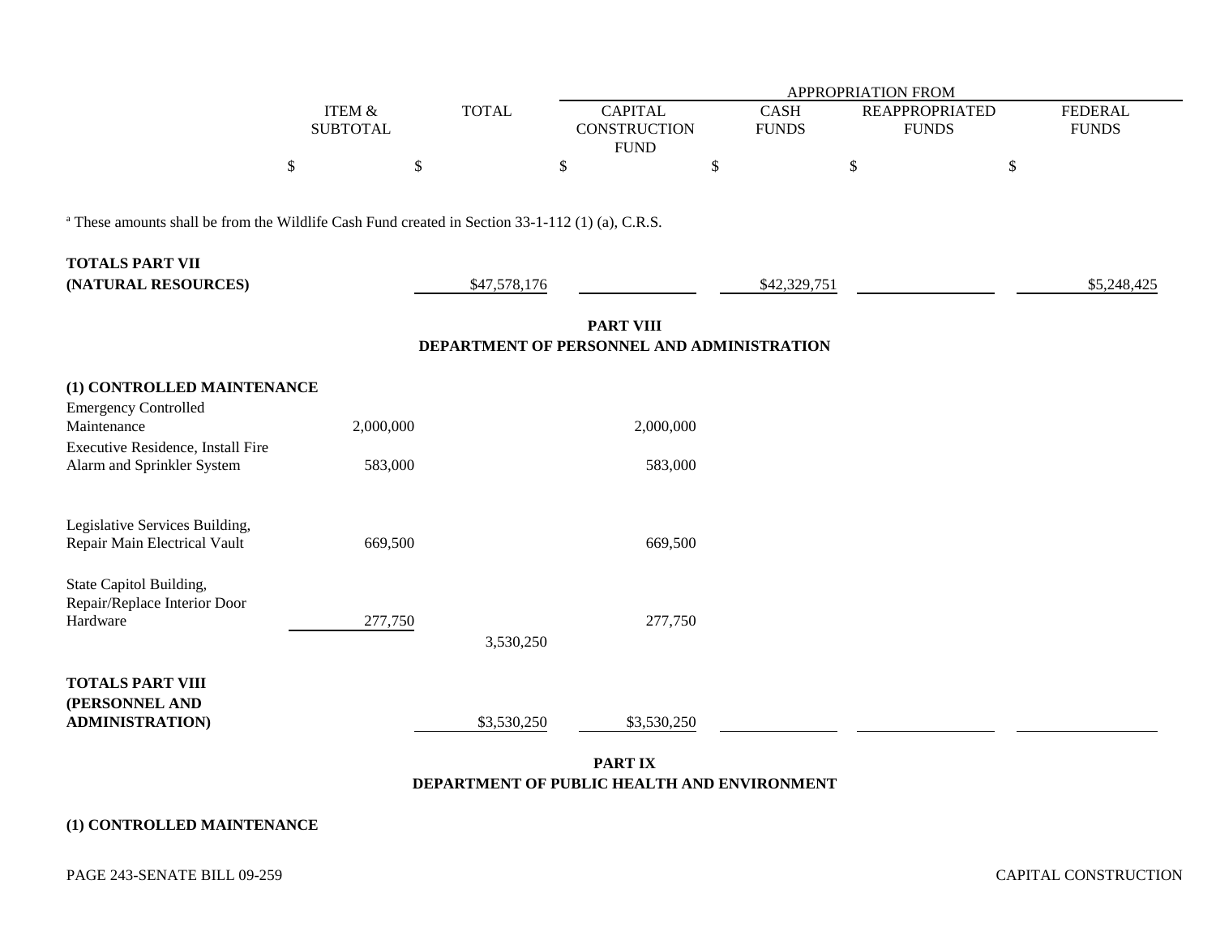| | ITEM & SUBTOTAL | TOTAL | APPROPRIATION FROM CAPITAL CONSTRUCTION FUND | CASH FUNDS | REAPPROPRIATED FUNDS | FEDERAL FUNDS |
|---|---|---|---|---|---|---|
| | $ | $ | $ | $ | $ | $ |

[a] These amounts shall be from the Wildlife Cash Fund created in Section 33-1-112 (1) (a), C.R.S.

| | ITEM & SUBTOTAL | TOTAL | CAPITAL CONSTRUCTION FUND | CASH FUNDS | REAPPROPRIATED FUNDS | FEDERAL FUNDS |
|---|---|---|---|---|---|---|
| **TOTALS PART VII (NATURAL RESOURCES)** | | $47,578,176 | | $42,329,751 | | $5,248,425 |

## PART VIII
## DEPARTMENT OF PERSONNEL AND ADMINISTRATION

### (1) CONTROLLED MAINTENANCE

| | ITEM & SUBTOTAL | TOTAL | CAPITAL CONSTRUCTION FUND | CASH FUNDS | REAPPROPRIATED FUNDS | FEDERAL FUNDS |
|---|---|---|---|---|---|---|
| Emergency Controlled Maintenance | 2,000,000 | | 2,000,000 | | | |
| Executive Residence, Install Fire Alarm and Sprinkler System | 583,000 | | 583,000 | | | |
| Legislative Services Building, Repair Main Electrical Vault | 669,500 | | 669,500 | | | |
| State Capitol Building, Repair/Replace Interior Door Hardware | 277,750 | | 277,750 | | | |
| | | 3,530,250 | | | | |
| **TOTALS PART VIII (PERSONNEL AND ADMINISTRATION)** | | $3,530,250 | $3,530,250 | | | |

## PART IX
## DEPARTMENT OF PUBLIC HEALTH AND ENVIRONMENT

### (1) CONTROLLED MAINTENANCE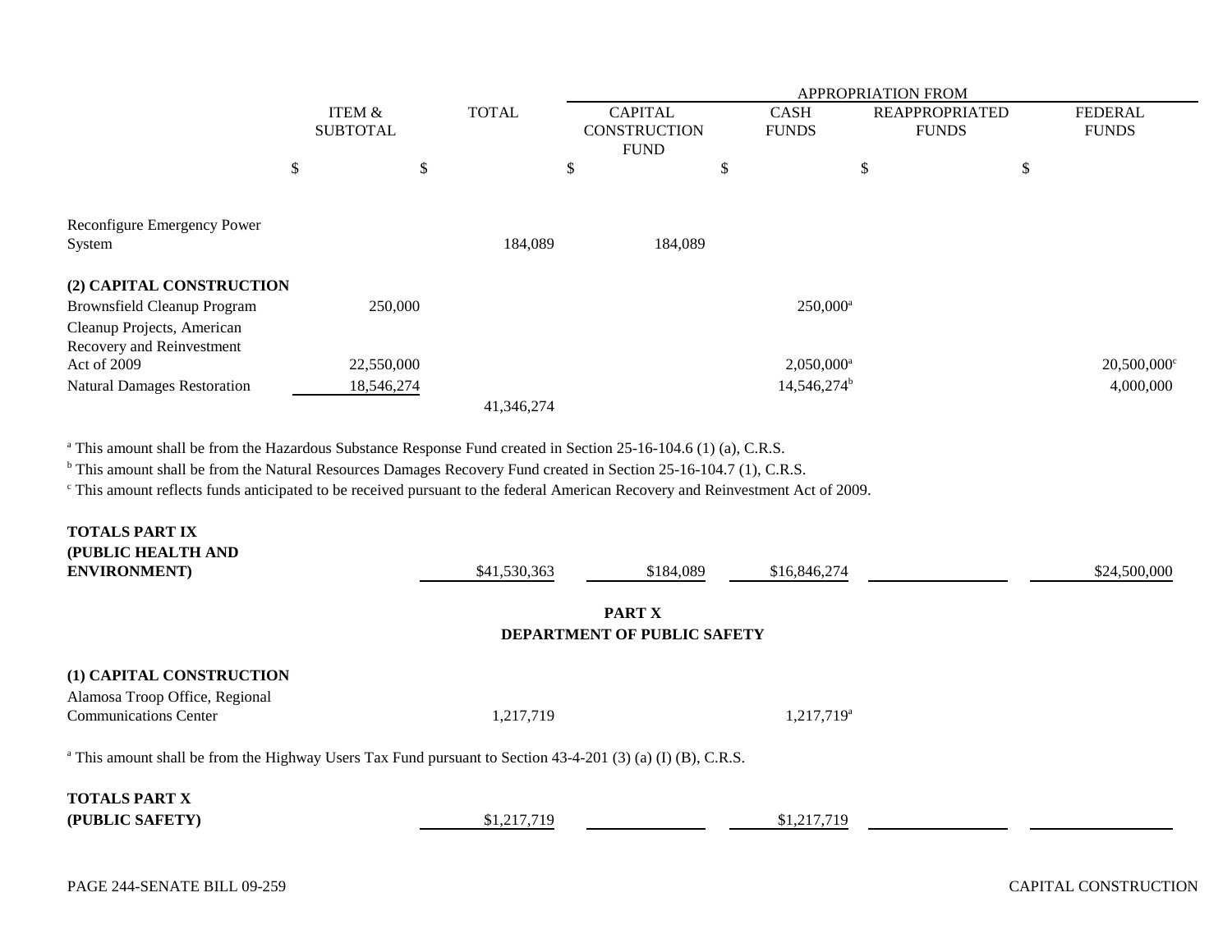| | ITEM & SUBTOTAL | TOTAL | APPROPRIATION FROM CAPITAL CONSTRUCTION FUND | CASH FUNDS | REAPPROPRIATED FUNDS | FEDERAL FUNDS |
|---|---|---|---|---|---|---|
| | $ | $ | $ | $ | $ | $ |
| Reconfigure Emergency Power System | | 184,089 | 184,089 | | | |
| **(2) CAPITAL CONSTRUCTION** | | | | | | |
| Brownsfield Cleanup Program | 250,000 | | | 250,000[a] | | |
| Cleanup Projects, American Recovery and Reinvestment Act of 2009 | 22,550,000 | | | 2,050,000[a] | | 20,500,000[c] |
| Natural Damages Restoration | 18,546,274 | | | 14,546,274[b] | | 4,000,000 |
| | | 41,346,274 | | | | |

[a] This amount shall be from the Hazardous Substance Response Fund created in Section 25-16-104.6 (1) (a), C.R.S.

[b] This amount shall be from the Natural Resources Damages Recovery Fund created in Section 25-16-104.7 (1), C.R.S.

[c] This amount reflects funds anticipated to be received pursuant to the federal American Recovery and Reinvestment Act of 2009.

| | ITEM & SUBTOTAL | TOTAL | CAPITAL CONSTRUCTION FUND | CASH FUNDS | REAPPROPRIATED FUNDS | FEDERAL FUNDS |
|---|---|---|---|---|---|---|
| **TOTALS PART IX (PUBLIC HEALTH AND ENVIRONMENT)** | | $41,530,363 | $184,089 | $16,846,274 | | $24,500,000 |

## PART X
## DEPARTMENT OF PUBLIC SAFETY

| | ITEM & SUBTOTAL | TOTAL | CAPITAL CONSTRUCTION FUND | CASH FUNDS | REAPPROPRIATED FUNDS | FEDERAL FUNDS |
|---|---|---|---|---|---|---|
| **(1) CAPITAL CONSTRUCTION** | | | | | | |
| Alamosa Troop Office, Regional Communications Center | | 1,217,719 | | 1,217,719[a] | | |

[a] This amount shall be from the Highway Users Tax Fund pursuant to Section 43-4-201 (3) (a) (I) (B), C.R.S.

| | ITEM & SUBTOTAL | TOTAL | CAPITAL CONSTRUCTION FUND | CASH FUNDS | REAPPROPRIATED FUNDS | FEDERAL FUNDS |
|---|---|---|---|---|---|---|
| **TOTALS PART X (PUBLIC SAFETY)** | | $1,217,719 | | $1,217,719 | | |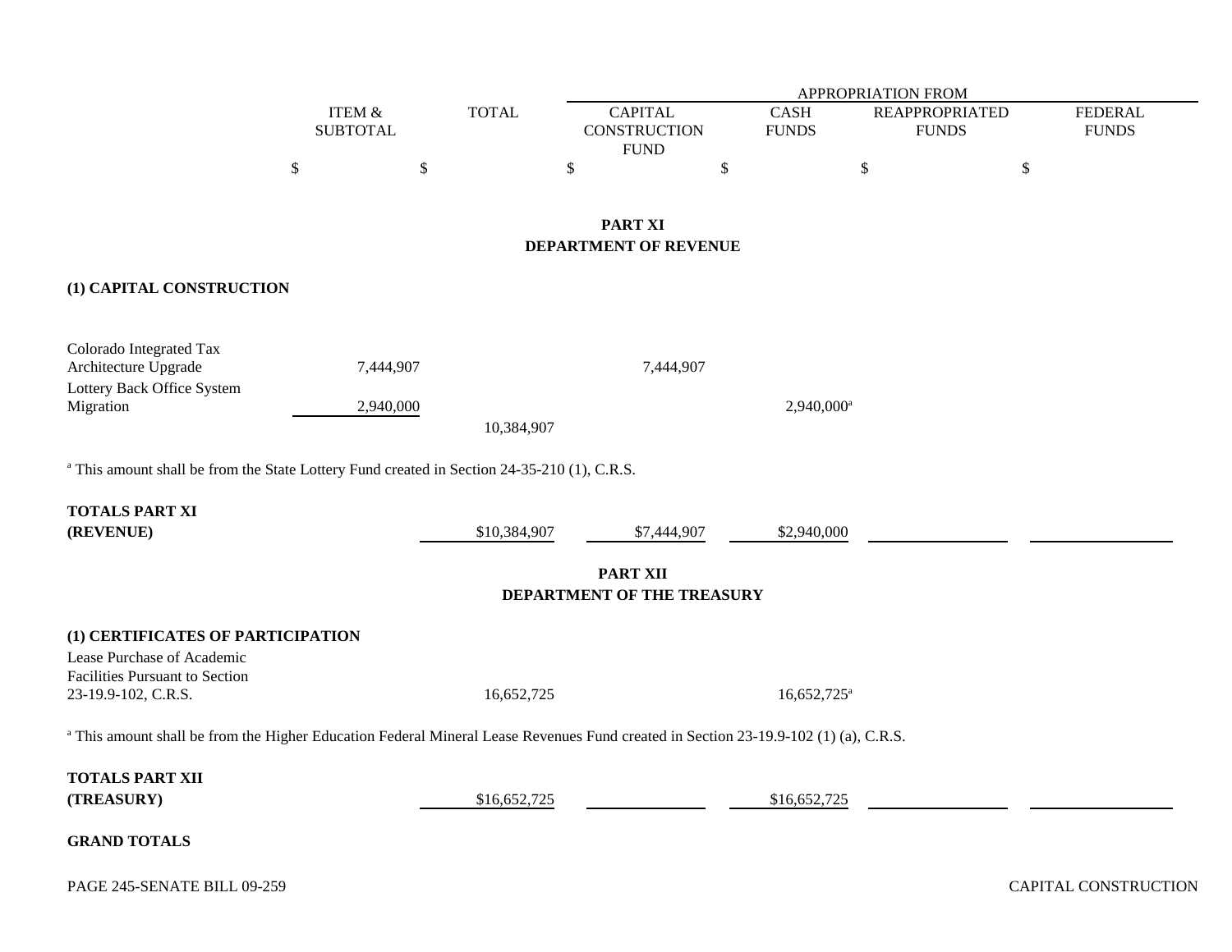| | ITEM & SUBTOTAL | TOTAL | APPROPRIATION FROM CAPITAL CONSTRUCTION FUND | CASH FUNDS | REAPPROPRIATED FUNDS | FEDERAL FUNDS |
|---|---|---|---|---|---|---|
| | $ | $ | $ | $ | $ | $ |

## PART XI
## DEPARTMENT OF REVENUE

**(1) CAPITAL CONSTRUCTION**

| | ITEM & SUBTOTAL | TOTAL | CAPITAL CONSTRUCTION FUND | CASH FUNDS | REAPPROPRIATED FUNDS | FEDERAL FUNDS |
|---|---|---|---|---|---|---|
| Colorado Integrated Tax Architecture Upgrade | 7,444,907 | | 7,444,907 | | | |
| Lottery Back Office System Migration | 2,940,000 | | | 2,940,000[a] | | |
| | | 10,384,907 | | | | |

[a] This amount shall be from the State Lottery Fund created in Section 24-35-210 (1), C.R.S.

| | ITEM & SUBTOTAL | TOTAL | CAPITAL CONSTRUCTION FUND | CASH FUNDS | REAPPROPRIATED FUNDS | FEDERAL FUNDS |
|---|---|---|---|---|---|---|
| **TOTALS PART XI (REVENUE)** | | $10,384,907 | $7,444,907 | $2,940,000 | | |

## PART XII
## DEPARTMENT OF THE TREASURY

**(1) CERTIFICATES OF PARTICIPATION**

| | ITEM & SUBTOTAL | TOTAL | CAPITAL CONSTRUCTION FUND | CASH FUNDS | REAPPROPRIATED FUNDS | FEDERAL FUNDS |
|---|---|---|---|---|---|---|
| Lease Purchase of Academic Facilities Pursuant to Section 23-19.9-102, C.R.S. | | 16,652,725 | | 16,652,725[a] | | |

[a] This amount shall be from the Higher Education Federal Mineral Lease Revenues Fund created in Section 23-19.9-102 (1) (a), C.R.S.

| | ITEM & SUBTOTAL | TOTAL | CAPITAL CONSTRUCTION FUND | CASH FUNDS | REAPPROPRIATED FUNDS | FEDERAL FUNDS |
|---|---|---|---|---|---|---|
| **TOTALS PART XII (TREASURY)** | | $16,652,725 | | $16,652,725 | | |

**GRAND TOTALS**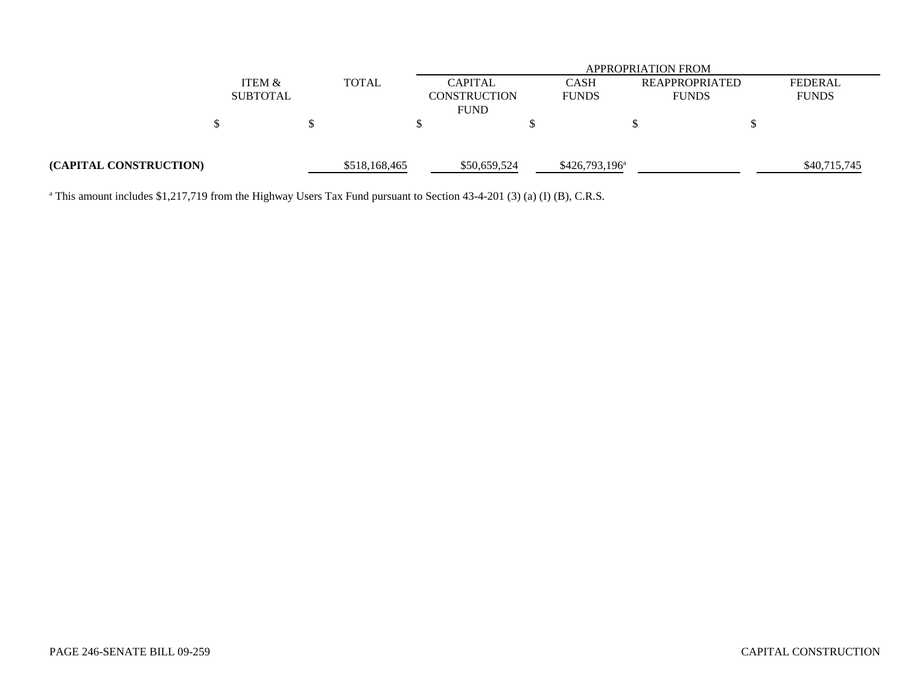| | ITEM & SUBTOTAL | TOTAL | APPROPRIATION FROM | | | |
|---|---|---|---|---|---|---|
| | | | CAPITAL CONSTRUCTION FUND | CASH FUNDS | REAPPROPRIATED FUNDS | FEDERAL FUNDS |
| | $ | $ | $ | $ | $ | $ |
| **(CAPITAL CONSTRUCTION)** | | $518,168,465 | $50,659,524 | $426,793,196[a] | | $40,715,745 |

[a] This amount includes $1,217,719 from the Highway Users Tax Fund pursuant to Section 43-4-201 (3) (a) (I) (B), C.R.S.